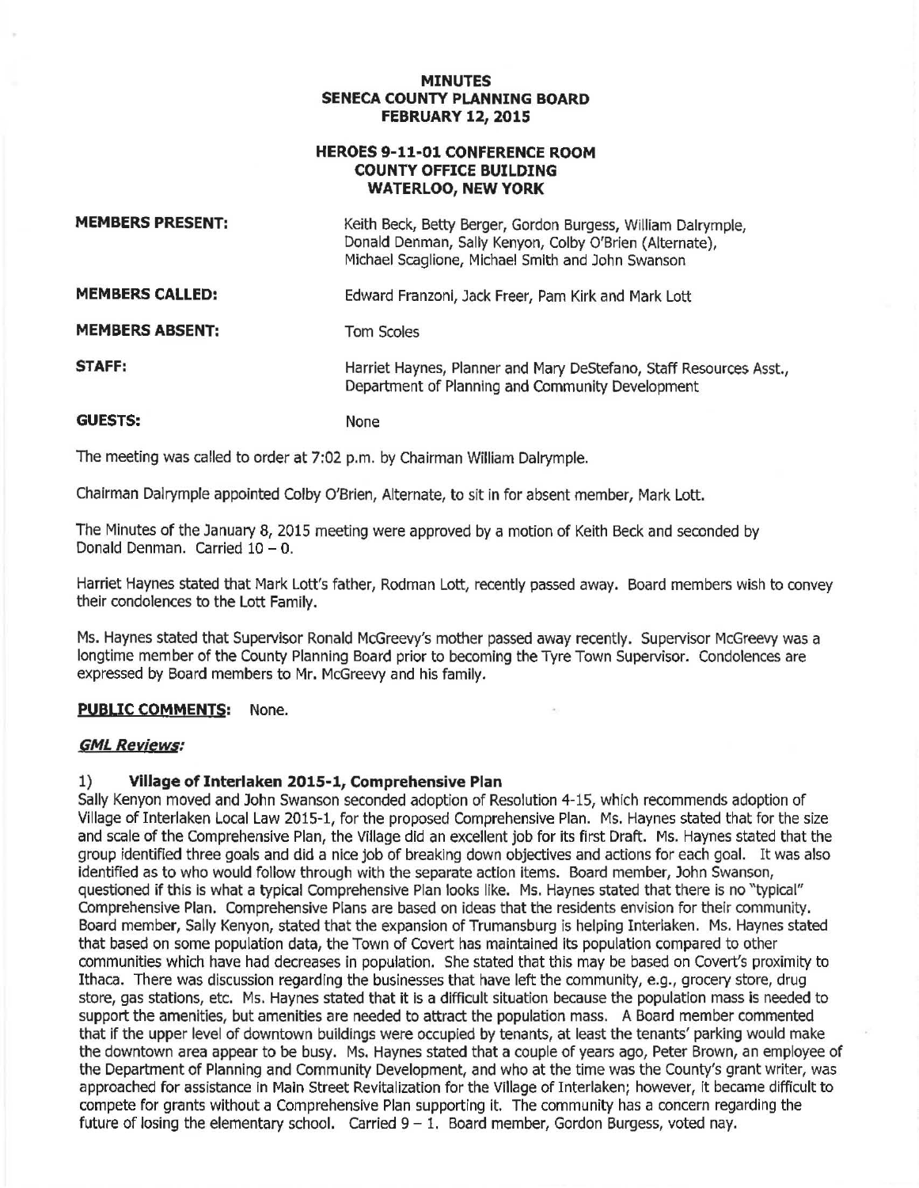# MINUTES
# SENECA COUNTY PLANNING BOARD
# FEBRUARY 12, 2015

## HEROES 9-11-01 CONFERENCE ROOM
## COUNTY OFFICE BUILDING
## WATERLOO, NEW YORK

| | |
|---|---|
| **MEMBERS PRESENT:** | Keith Beck, Betty Berger, Gordon Burgess, William Dalrymple, Donald Denman, Sally Kenyon, Colby O'Brien (Alternate), Michael Scaglione, Michael Smith and John Swanson |
| **MEMBERS CALLED:** | Edward Franzoni, Jack Freer, Pam Kirk and Mark Lott |
| **MEMBERS ABSENT:** | Tom Scoles |
| **STAFF:** | Harriet Haynes, Planner and Mary DeStefano, Staff Resources Asst., Department of Planning and Community Development |
| **GUESTS:** | None |

The meeting was called to order at 7:02 p.m. by Chairman William Dalrymple.

Chairman Dalrymple appointed Colby O'Brien, Alternate, to sit in for absent member, Mark Lott.

The Minutes of the January 8, 2015 meeting were approved by a motion of Keith Beck and seconded by Donald Denman. Carried 10 – 0.

Harriet Haynes stated that Mark Lott's father, Rodman Lott, recently passed away. Board members wish to convey their condolences to the Lott Family.

Ms. Haynes stated that Supervisor Ronald McGreevy's mother passed away recently. Supervisor McGreevy was a longtime member of the County Planning Board prior to becoming the Tyre Town Supervisor. Condolences are expressed by Board members to Mr. McGreevy and his family.

**PUBLIC COMMENTS:** None.

***GML Reviews:***

**1) Village of Interlaken 2015-1, Comprehensive Plan**

Sally Kenyon moved and John Swanson seconded adoption of Resolution 4-15, which recommends adoption of Village of Interlaken Local Law 2015-1, for the proposed Comprehensive Plan. Ms. Haynes stated that for the size and scale of the Comprehensive Plan, the Village did an excellent job for its first Draft. Ms. Haynes stated that the group identified three goals and did a nice job of breaking down objectives and actions for each goal. It was also identified as to who would follow through with the separate action items. Board member, John Swanson, questioned if this is what a typical Comprehensive Plan looks like. Ms. Haynes stated that there is no "typical" Comprehensive Plan. Comprehensive Plans are based on ideas that the residents envision for their community. Board member, Sally Kenyon, stated that the expansion of Trumansburg is helping Interlaken. Ms. Haynes stated that based on some population data, the Town of Covert has maintained its population compared to other communities which have had decreases in population. She stated that this may be based on Covert's proximity to Ithaca. There was discussion regarding the businesses that have left the community, e.g., grocery store, drug store, gas stations, etc. Ms. Haynes stated that it is a difficult situation because the population mass is needed to support the amenities, but amenities are needed to attract the population mass. A Board member commented that if the upper level of downtown buildings were occupied by tenants, at least the tenants' parking would make the downtown area appear to be busy. Ms. Haynes stated that a couple of years ago, Peter Brown, an employee of the Department of Planning and Community Development, and who at the time was the County's grant writer, was approached for assistance in Main Street Revitalization for the Village of Interlaken; however, it became difficult to compete for grants without a Comprehensive Plan supporting it. The community has a concern regarding the future of losing the elementary school. Carried 9 – 1. Board member, Gordon Burgess, voted nay.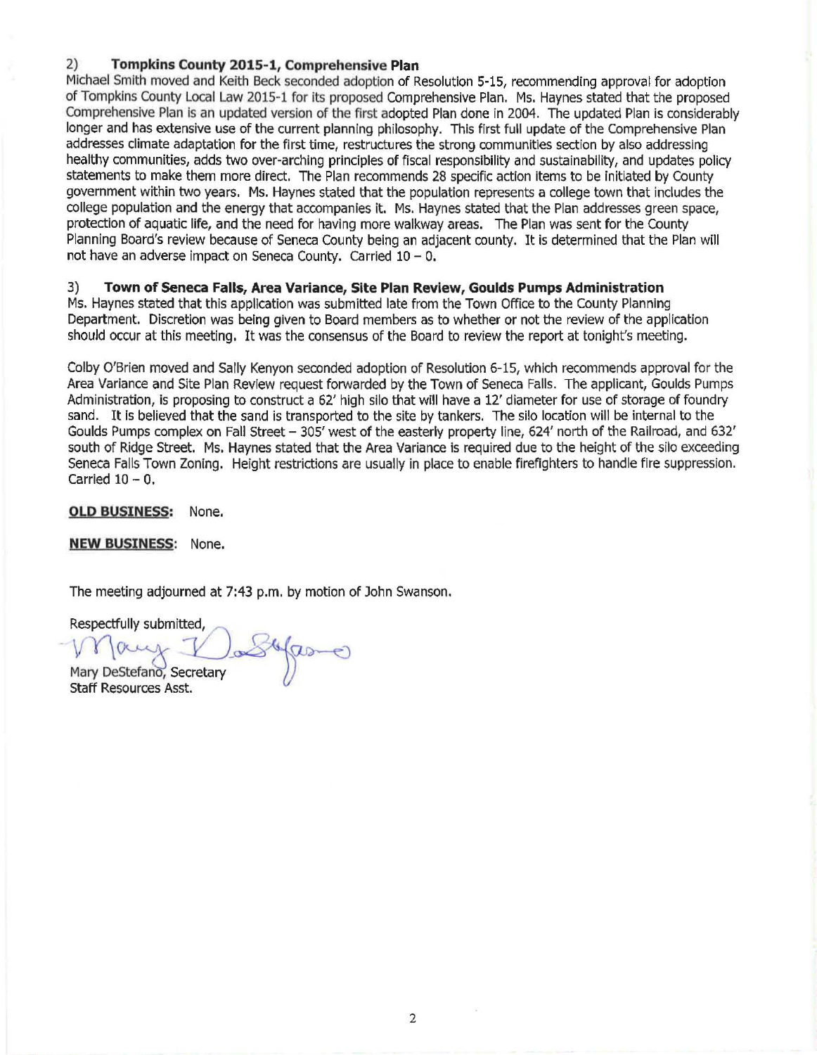2) **Tompkins County 2015-1, Comprehensive Plan**

Michael Smith moved and Keith Beck seconded adoption of Resolution 5-15, recommending approval for adoption of Tompkins County Local Law 2015-1 for its proposed Comprehensive Plan. Ms. Haynes stated that the proposed Comprehensive Plan is an updated version of the first adopted Plan done in 2004. The updated Plan is considerably longer and has extensive use of the current planning philosophy. This first full update of the Comprehensive Plan addresses climate adaptation for the first time, restructures the strong communities section by also addressing healthy communities, adds two over-arching principles of fiscal responsibility and sustainability, and updates policy statements to make them more direct. The Plan recommends 28 specific action items to be initiated by County government within two years. Ms. Haynes stated that the population represents a college town that includes the college population and the energy that accompanies it. Ms. Haynes stated that the Plan addresses green space, protection of aquatic life, and the need for having more walkway areas. The Plan was sent for the County Planning Board's review because of Seneca County being an adjacent county. It is determined that the Plan will not have an adverse impact on Seneca County. Carried 10 – 0.

3) **Town of Seneca Falls, Area Variance, Site Plan Review, Goulds Pumps Administration**

Ms. Haynes stated that this application was submitted late from the Town Office to the County Planning Department. Discretion was being given to Board members as to whether or not the review of the application should occur at this meeting. It was the consensus of the Board to review the report at tonight's meeting.

Colby O'Brien moved and Sally Kenyon seconded adoption of Resolution 6-15, which recommends approval for the Area Variance and Site Plan Review request forwarded by the Town of Seneca Falls. The applicant, Goulds Pumps Administration, is proposing to construct a 62' high silo that will have a 12' diameter for use of storage of foundry sand. It is believed that the sand is transported to the site by tankers. The silo location will be internal to the Goulds Pumps complex on Fall Street – 305' west of the easterly property line, 624' north of the Railroad, and 632' south of Ridge Street. Ms. Haynes stated that the Area Variance is required due to the height of the silo exceeding Seneca Falls Town Zoning. Height restrictions are usually in place to enable firefighters to handle fire suppression. Carried 10 – 0.

**OLD BUSINESS:** None.

**NEW BUSINESS:** None.

The meeting adjourned at 7:43 p.m. by motion of John Swanson.

Respectfully submitted,

Mary DeStefano, Secretary
Staff Resources Asst.